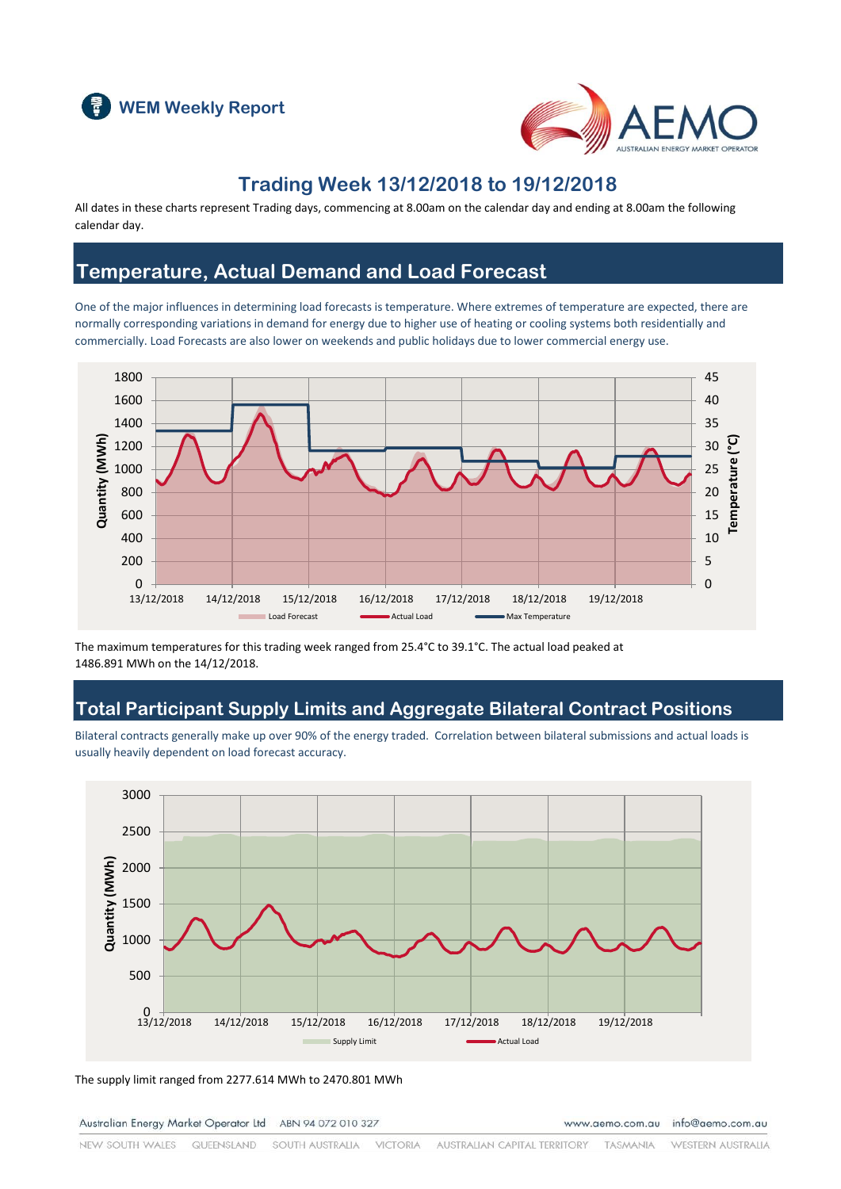WEM Weekly Report

# Trading Week 13/12/2018 to 19/12/2018

All dates in these charts represent Trading days, commencing at 8.00am on the calendar day and ending at 8.00am the following calendar day.

## Temperature, Actual Demand and Load Forecast

One of the major influences in determining load forecasts is temperature. Where extremes of temperature are expected, there are normally corresponding variations in demand for energy due to higher use of heating or cooling systems both residentially and commercially. Load Forecasts are also lower on weekends and public holidays due to lower commercial energy use.

The maximum temperatures for this trading week ranged from 25.4°C to 39.1°C. The actual load peaked at 1486.891 MWh on the 14/12/2018.

## Total Participant Supply Limits and Aggregate Bilateral Contract Positions

Bilateral contracts generally make up over 90% of the energy traded. Correlation between bilateral submissions and actual loads is usually heavily dependent on load forecast accuracy.

The supply limit ranged from 2277.614 MWh to 2470.801 MWh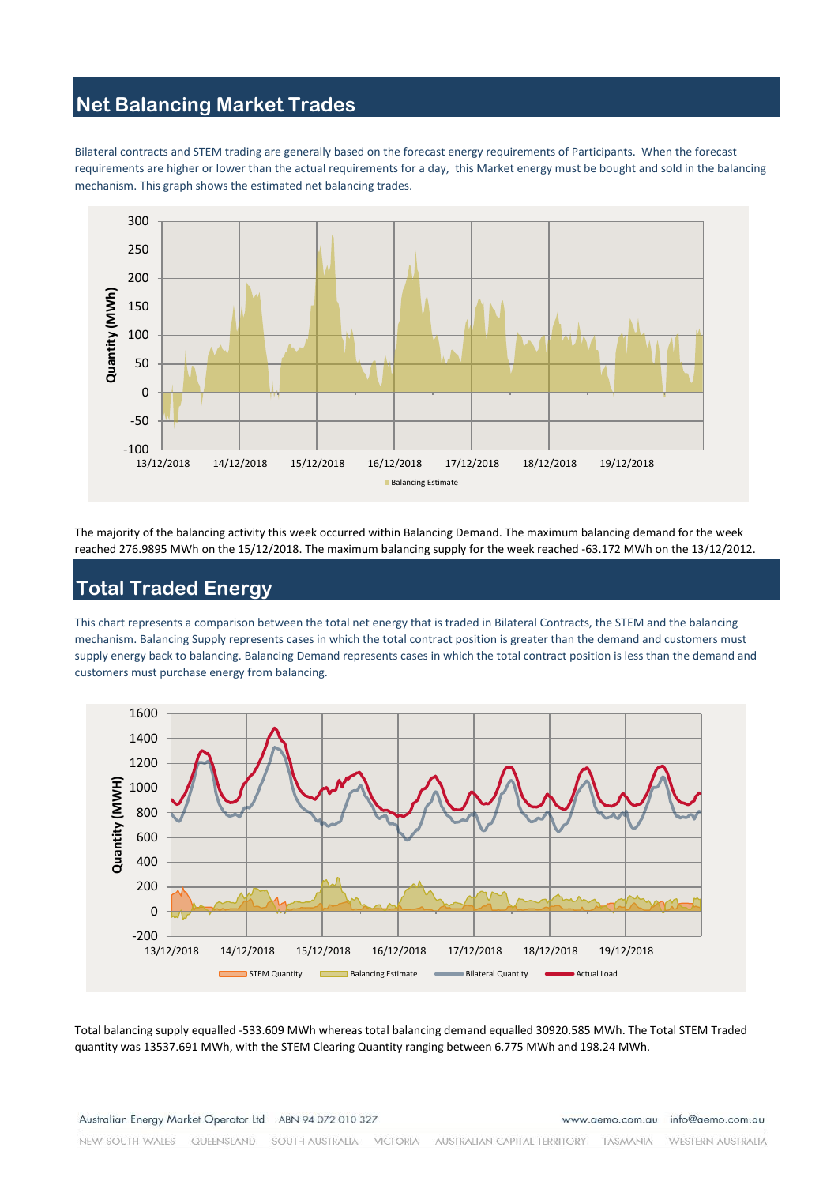## Net Balancing Market Trades

Bilateral contracts and STEM trading are generally based on the forecast energy requirements of Participants. When the forecast requirements are higher or lower than the actual requirements for a day, this Market energy must be bought and sold in the balancing mechanism. This graph shows the estimated net balancing trades.

The majority of the balancing activity this week occurred within Balancing Demand. The maximum balancing demand for the week reached 276.9895 MWh on the 15/12/2018. The maximum balancing supply for the week reached -63.172 MWh on the 13/12/2012.

## Total Traded Energy

This chart represents a comparison between the total net energy that is traded in Bilateral Contracts, the STEM and the balancing mechanism. Balancing Supply represents cases in which the total contract position is greater than the demand and customers must supply energy back to balancing. Balancing Demand represents cases in which the total contract position is less than the demand and customers must purchase energy from balancing.

Total balancing supply equalled -533.609 MWh whereas total balancing demand equalled 30920.585 MWh. The Total STEM Traded quantity was 13537.691 MWh, with the STEM Clearing Quantity ranging between 6.775 MWh and 198.24 MWh.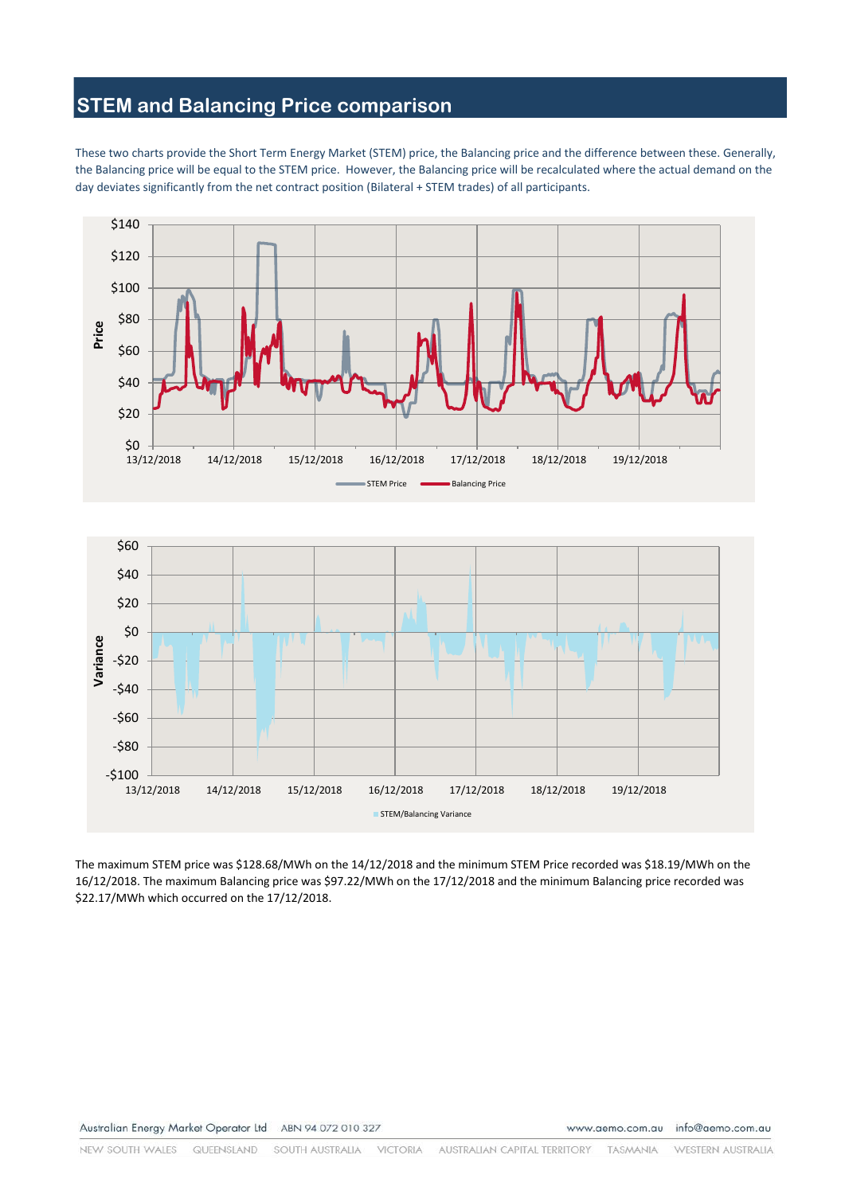## STEM and Balancing Price comparison

These two charts provide the Short Term Energy Market (STEM) price, the Balancing price and the difference between these. Generally, the Balancing price will be equal to the STEM price. However, the Balancing price will be recalculated where the actual demand on the day deviates significantly from the net contract position (Bilateral + STEM trades) of all participants.

Price

$140
$120
$100
$80
$60
$40
$20
$0

13/12/2018 14/12/2018 15/12/2018 16/12/2018 17/12/2018 18/12/2018 19/12/2018

STEM Price
Balancing Price

Variance

$60
$40
$20
$0
-$20
-$40
-$60
-$80
-$100

13/12/2018 14/12/2018 15/12/2018 16/12/2018 17/12/2018 18/12/2018 19/12/2018

STEM/Balancing Variance

The maximum STEM price was $128.68/MWh on the 14/12/2018 and the minimum STEM Price recorded was $18.19/MWh on the 16/12/2018. The maximum Balancing price was $97.22/MWh on the 17/12/2018 and the minimum Balancing price recorded was $22.17/MWh which occurred on the 17/12/2018.